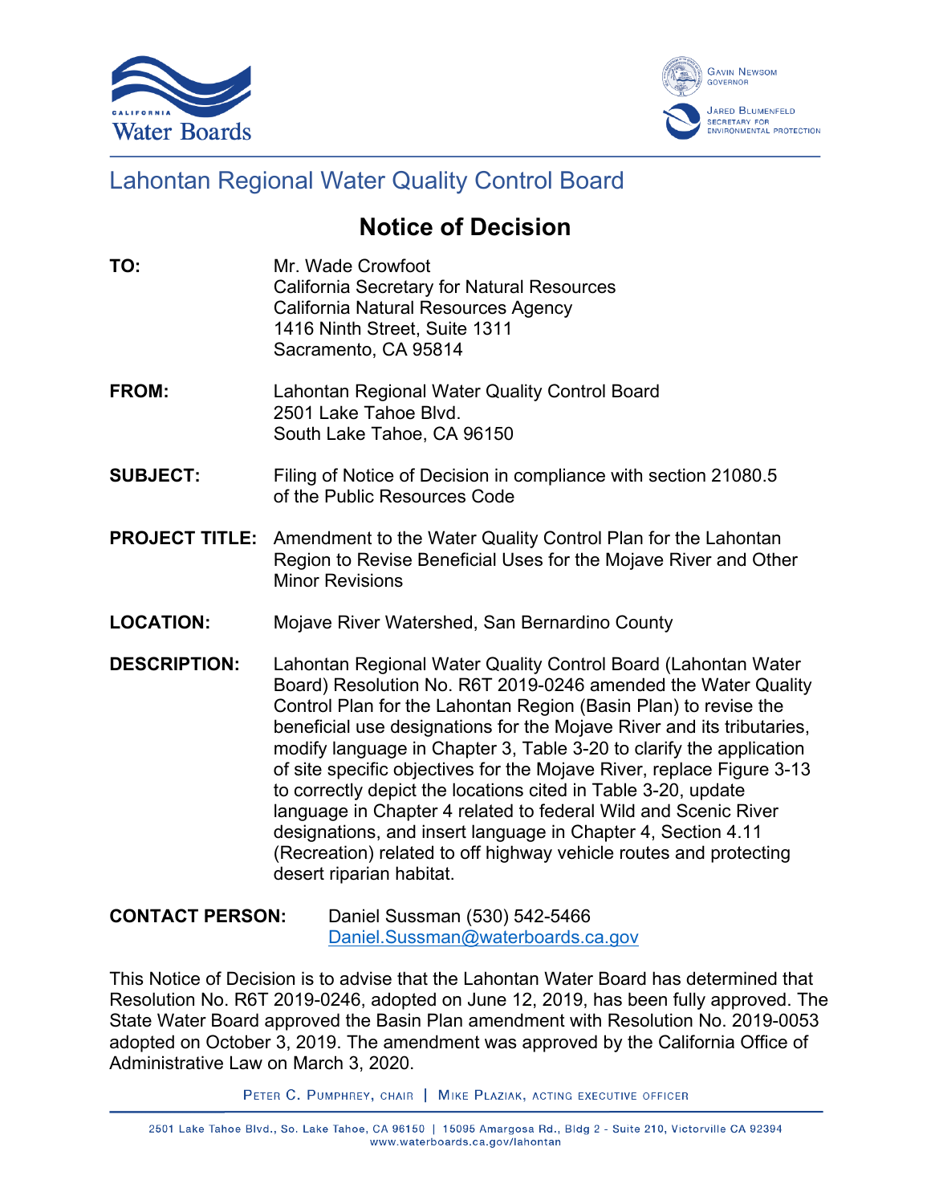# Lahontan Regional Water Quality Control Board

## Notice of Decision

**TO:** Mr. Wade Crowfoot
California Secretary for Natural Resources
California Natural Resources Agency
1416 Ninth Street, Suite 1311
Sacramento, CA 95814

**FROM:** Lahontan Regional Water Quality Control Board
2501 Lake Tahoe Blvd.
South Lake Tahoe, CA 96150

**SUBJECT:** Filing of Notice of Decision in compliance with section 21080.5 of the Public Resources Code

**PROJECT TITLE:** Amendment to the Water Quality Control Plan for the Lahontan Region to Revise Beneficial Uses for the Mojave River and Other Minor Revisions

**LOCATION:** Mojave River Watershed, San Bernardino County

**DESCRIPTION:** Lahontan Regional Water Quality Control Board (Lahontan Water Board) Resolution No. R6T 2019-0246 amended the Water Quality Control Plan for the Lahontan Region (Basin Plan) to revise the beneficial use designations for the Mojave River and its tributaries, modify language in Chapter 3, Table 3-20 to clarify the application of site specific objectives for the Mojave River, replace Figure 3-13 to correctly depict the locations cited in Table 3-20, update language in Chapter 4 related to federal Wild and Scenic River designations, and insert language in Chapter 4, Section 4.11 (Recreation) related to off highway vehicle routes and protecting desert riparian habitat.

**CONTACT PERSON:** Daniel Sussman (530) 542-5466
Daniel.Sussman@waterboards.ca.gov

This Notice of Decision is to advise that the Lahontan Water Board has determined that Resolution No. R6T 2019-0246, adopted on June 12, 2019, has been fully approved. The State Water Board approved the Basin Plan amendment with Resolution No. 2019-0053 adopted on October 3, 2019. The amendment was approved by the California Office of Administrative Law on March 3, 2020.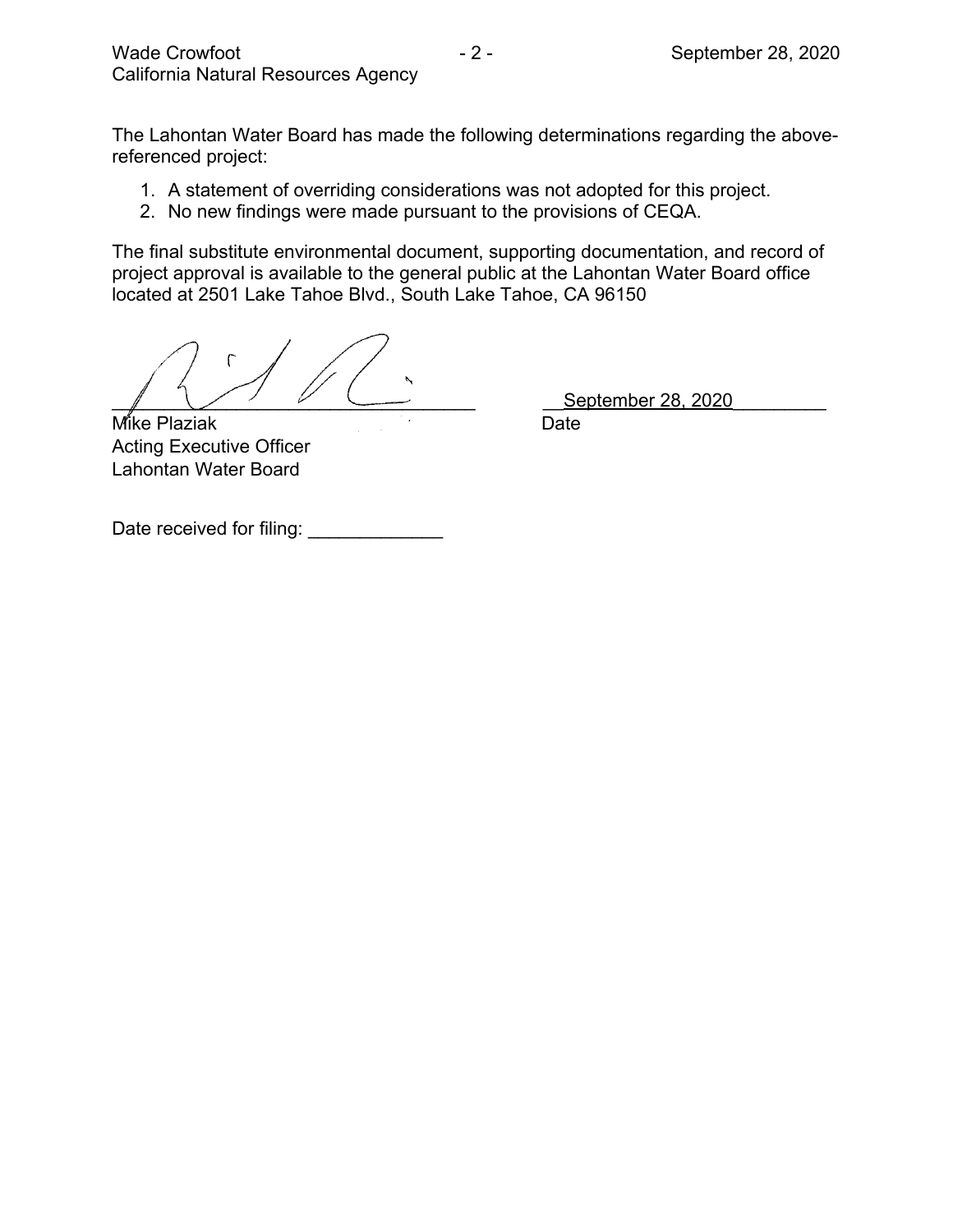The Lahontan Water Board has made the following determinations regarding the above-referenced project:

1. A statement of overriding considerations was not adopted for this project.
2. No new findings were made pursuant to the provisions of CEQA.

The final substitute environmental document, supporting documentation, and record of project approval is available to the general public at the Lahontan Water Board office located at 2501 Lake Tahoe Blvd., South Lake Tahoe, CA 96150

______________________________________ September 28, 2020

Mike Plaziak
Acting Executive Officer
Lahontan Water Board

Date

Date received for filing: _____________